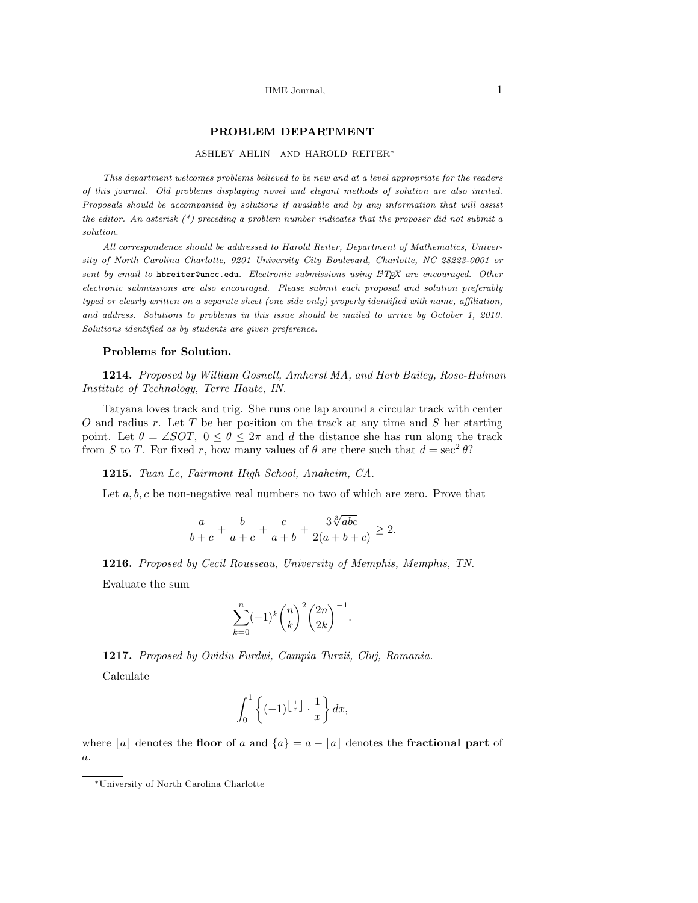# PROBLEM DEPARTMENT

ASHLEY AHLIN AND HAROLD REITER[*]

*This department welcomes problems believed to be new and at a level appropriate for the readers of this journal. Old problems displaying novel and elegant methods of solution are also invited. Proposals should be accompanied by solutions if available and by any information that will assist the editor. An asterisk (\*) preceding a problem number indicates that the proposer did not submit a solution.*

*All correspondence should be addressed to Harold Reiter, Department of Mathematics, University of North Carolina Charlotte, 9201 University City Boulevard, Charlotte, NC 28223-0001 or sent by email to* hbreiter@uncc.edu. *Electronic submissions using LaTeX are encouraged. Other electronic submissions are also encouraged. Please submit each proposal and solution preferably typed or clearly written on a separate sheet (one side only) properly identified with name, affiliation, and address. Solutions to problems in this issue should be mailed to arrive by October 1, 2010. Solutions identified as by students are given preference.*

### Problems for Solution.

**1214.** *Proposed by William Gosnell, Amherst MA, and Herb Bailey, Rose-Hulman Institute of Technology, Terre Haute, IN.*

Tatyana loves track and trig. She runs one lap around a circular track with center $O$ and radius $r$. Let $T$ be her position on the track at any time and $S$ her starting point. Let $\theta = \angle SOT$, $0 \le \theta \le 2\pi$ and $d$ the distance she has run along the track from $S$ to $T$. For fixed $r$, how many values of $\theta$ are there such that $d = \sec^2 \theta$?

**1215.** *Tuan Le, Fairmont High School, Anaheim, CA.*

Let $a, b, c$ be non-negative real numbers no two of which are zero. Prove that

$$\frac{a}{b+c} + \frac{b}{a+c} + \frac{c}{a+b} + \frac{3\sqrt[3]{abc}}{2(a+b+c)} \ge 2.$$

**1216.** *Proposed by Cecil Rousseau, University of Memphis, Memphis, TN.*

Evaluate the sum

$$\sum_{k=0}^{n} (-1)^k \binom{n}{k}^2 \binom{2n}{2k}^{-1}.$$

**1217.** *Proposed by Ovidiu Furdui, Campia Turzii, Cluj, Romania.*

Calculate

$$\int_0^1 \left\{ (-1)^{\lfloor \frac{1}{x} \rfloor} \cdot \frac{1}{x} \right\} dx,$$

where $\lfloor a \rfloor$ denotes the **floor** of $a$ and $\{a\} = a - \lfloor a \rfloor$ denotes the **fractional part** of $a$.

[*] University of North Carolina Charlotte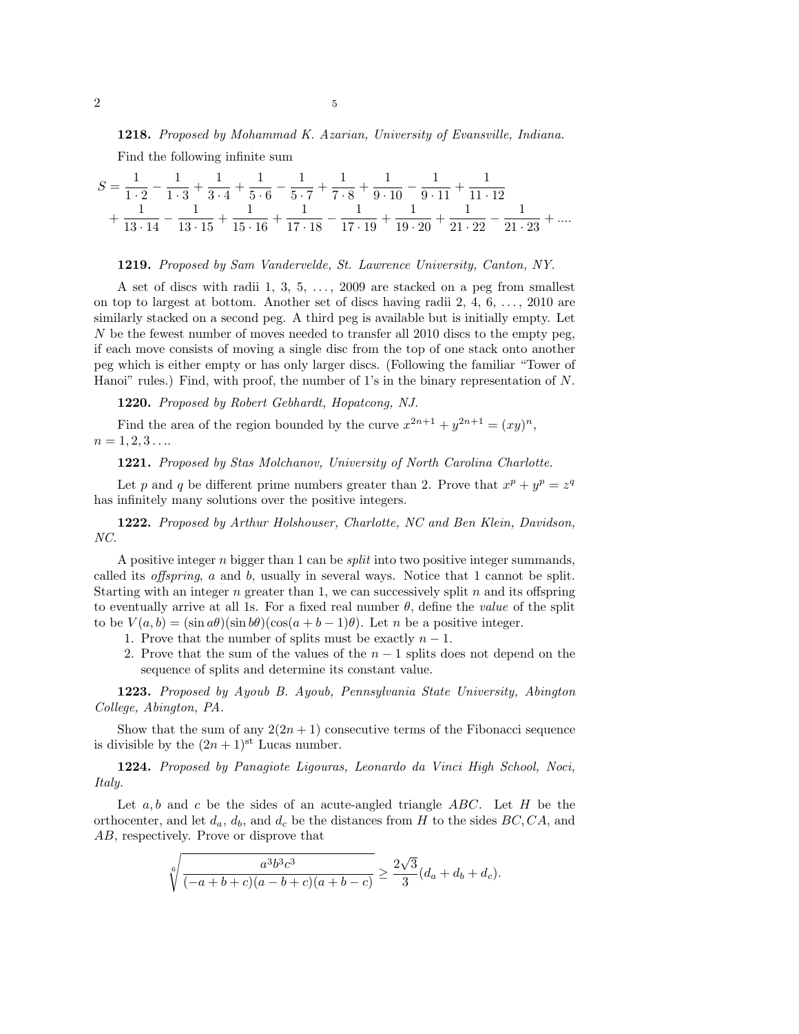**1218.** *Proposed by Mohammad K. Azarian, University of Evansville, Indiana.*

Find the following infinite sum

$$S = \frac{1}{1\cdot 2} - \frac{1}{1\cdot 3} + \frac{1}{3\cdot 4} + \frac{1}{5\cdot 6} - \frac{1}{5\cdot 7} + \frac{1}{7\cdot 8} + \frac{1}{9\cdot 10} - \frac{1}{9\cdot 11} + \frac{1}{11\cdot 12}$$
$$+ \frac{1}{13\cdot 14} - \frac{1}{13\cdot 15} + \frac{1}{15\cdot 16} + \frac{1}{17\cdot 18} - \frac{1}{17\cdot 19} + \frac{1}{19\cdot 20} + \frac{1}{21\cdot 22} - \frac{1}{21\cdot 23} + \ldots.$$

**1219.** *Proposed by Sam Vandervelde, St. Lawrence University, Canton, NY.*

A set of discs with radii 1, 3, 5, ..., 2009 are stacked on a peg from smallest on top to largest at bottom. Another set of discs having radii 2, 4, 6, ..., 2010 are similarly stacked on a second peg. A third peg is available but is initially empty. Let $N$ be the fewest number of moves needed to transfer all 2010 discs to the empty peg, if each move consists of moving a single disc from the top of one stack onto another peg which is either empty or has only larger discs. (Following the familiar "Tower of Hanoi" rules.) Find, with proof, the number of 1's in the binary representation of $N$.

**1220.** *Proposed by Robert Gebhardt, Hopatcong, NJ.*

Find the area of the region bounded by the curve $x^{2n+1} + y^{2n+1} = (xy)^n$, $n = 1, 2, 3 \ldots$.

**1221.** *Proposed by Stas Molchanov, University of North Carolina Charlotte.*

Let $p$ and $q$ be different prime numbers greater than 2. Prove that $x^p + y^p = z^q$ has infinitely many solutions over the positive integers.

**1222.** *Proposed by Arthur Holshouser, Charlotte, NC and Ben Klein, Davidson, NC.*

A positive integer $n$ bigger than 1 can be *split* into two positive integer summands, called its *offspring*, $a$ and $b$, usually in several ways. Notice that 1 cannot be split. Starting with an integer $n$ greater than 1, we can successively split $n$ and its offspring to eventually arrive at all 1s. For a fixed real number $\theta$, define the *value* of the split to be $V(a, b) = (\sin a\theta)(\sin b\theta)(\cos(a + b - 1)\theta)$. Let $n$ be a positive integer.

1. Prove that the number of splits must be exactly $n - 1$.
2. Prove that the sum of the values of the $n - 1$ splits does not depend on the sequence of splits and determine its constant value.

**1223.** *Proposed by Ayoub B. Ayoub, Pennsylvania State University, Abington College, Abington, PA.*

Show that the sum of any $2(2n + 1)$ consecutive terms of the Fibonacci sequence is divisible by the $(2n + 1)^{\text{st}}$ Lucas number.

**1224.** *Proposed by Panagiote Ligouras, Leonardo da Vinci High School, Noci, Italy.*

Let $a, b$ and $c$ be the sides of an acute-angled triangle $ABC$. Let $H$ be the orthocenter, and let $d_a$, $d_b$, and $d_c$ be the distances from $H$ to the sides $BC, CA$, and $AB$, respectively. Prove or disprove that

$$\sqrt[6]{\frac{a^3b^3c^3}{(-a+b+c)(a-b+c)(a+b-c)}} \geq \frac{2\sqrt{3}}{3}(d_a + d_b + d_c).$$